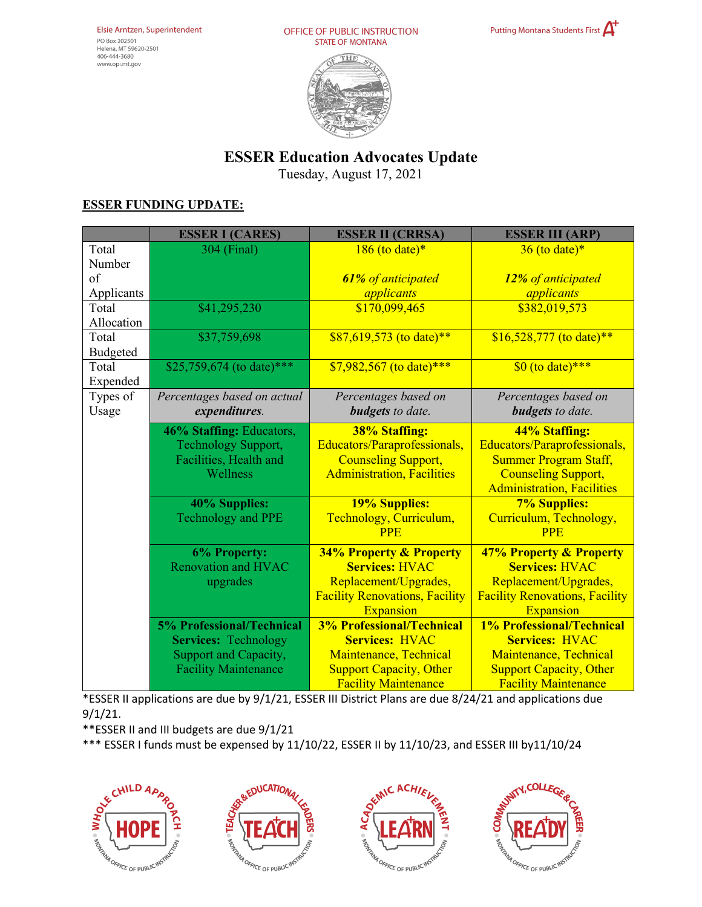Elsie Arntzen, Superintendent
PO Box 202501
Helena, MT 59620-2501
406-444-3680
www.opi.mt.gov

OFFICE OF PUBLIC INSTRUCTION
STATE OF MONTANA

Putting Montana Students First

# ESSER Education Advocates Update

Tuesday, August 17, 2021

## ESSER FUNDING UPDATE:

| | ESSER I (CARES) | ESSER II (CRRSA) | ESSER III (ARP) |
|---|---|---|---|
| Total Number of Applicants | 304 (Final) | 186 (to date)*<br>*61% of anticipated applicants* | 36 (to date)*<br>*12% of anticipated applicants* |
| Total Allocation | $41,295,230 | $170,099,465 | $382,019,573 |
| Total Budgeted | $37,759,698 | $87,619,573 (to date)** | $16,528,777 (to date)** |
| Total Expended | $25,759,674 (to date)*** | $7,982,567 (to date)*** | $0 (to date)*** |
| Types of Usage | *Percentages based on actual **expenditures**.* | *Percentages based on **budgets** to date.* | *Percentages based on **budgets** to date.* |
| | **46% Staffing:** Educators, Technology Support, Facilities, Health and Wellness | **38% Staffing:** Educators/Paraprofessionals, Counseling Support, Administration, Facilities | **44% Staffing:** Educators/Paraprofessionals, Summer Program Staff, Counseling Support, Administration, Facilities |
| | **40% Supplies:** Technology and PPE | **19% Supplies:** Technology, Curriculum, PPE | **7% Supplies:** Curriculum, Technology, PPE |
| | **6% Property:** Renovation and HVAC upgrades | **34% Property & Property Services:** HVAC Replacement/Upgrades, Facility Renovations, Facility Expansion | **47% Property & Property Services:** HVAC Replacement/Upgrades, Facility Renovations, Facility Expansion |
| | **5% Professional/Technical Services:** Technology Support and Capacity, Facility Maintenance | **3% Professional/Technical Services:** HVAC Maintenance, Technical Support Capacity, Other Facility Maintenance | **1% Professional/Technical Services:** HVAC Maintenance, Technical Support Capacity, Other Facility Maintenance |

*ESSER II applications are due by 9/1/21, ESSER III District Plans are due 8/24/21 and applications due 9/1/21.

**ESSER II and III budgets are due 9/1/21

*** ESSER I funds must be expensed by 11/10/22, ESSER II by 11/10/23, and ESSER III by11/10/24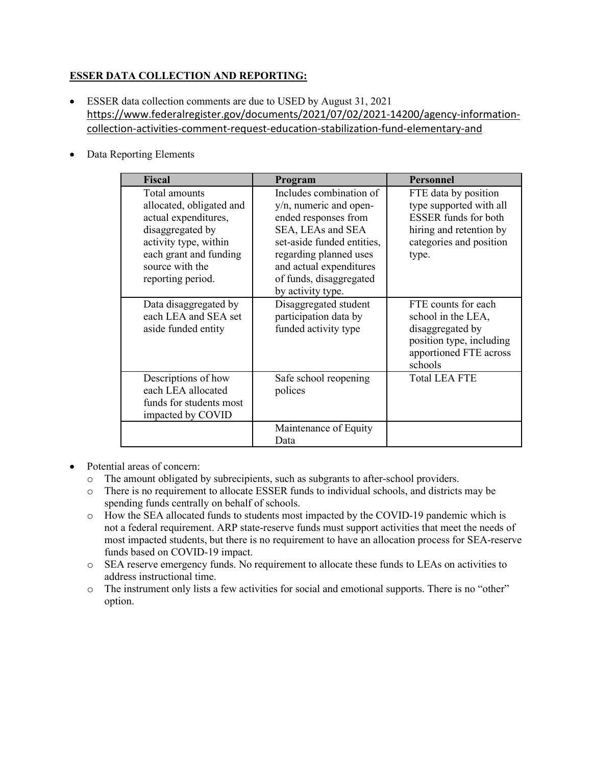**ESSER DATA COLLECTION AND REPORTING:**

- ESSER data collection comments are due to USED by August 31, 2021 https://www.federalregister.gov/documents/2021/07/02/2021-14200/agency-information-collection-activities-comment-request-education-stabilization-fund-elementary-and

- Data Reporting Elements

| Fiscal | Program | Personnel |
|---|---|---|
| Total amounts allocated, obligated and actual expenditures, disaggregated by activity type, within each grant and funding source with the reporting period. | Includes combination of y/n, numeric and open-ended responses from SEA, LEAs and SEA set-aside funded entities, regarding planned uses and actual expenditures of funds, disaggregated by activity type. | FTE data by position type supported with all ESSER funds for both hiring and retention by categories and position type. |
| Data disaggregated by each LEA and SEA set aside funded entity | Disaggregated student participation data by funded activity type | FTE counts for each school in the LEA, disaggregated by position type, including apportioned FTE across schools |
| Descriptions of how each LEA allocated funds for students most impacted by COVID | Safe school reopening polices | Total LEA FTE |
| | Maintenance of Equity Data | |

- Potential areas of concern:
  - The amount obligated by subrecipients, such as subgrants to after-school providers.
  - There is no requirement to allocate ESSER funds to individual schools, and districts may be spending funds centrally on behalf of schools.
  - How the SEA allocated funds to students most impacted by the COVID-19 pandemic which is not a federal requirement. ARP state-reserve funds must support activities that meet the needs of most impacted students, but there is no requirement to have an allocation process for SEA-reserve funds based on COVID-19 impact.
  - SEA reserve emergency funds. No requirement to allocate these funds to LEAs on activities to address instructional time.
  - The instrument only lists a few activities for social and emotional supports. There is no "other" option.